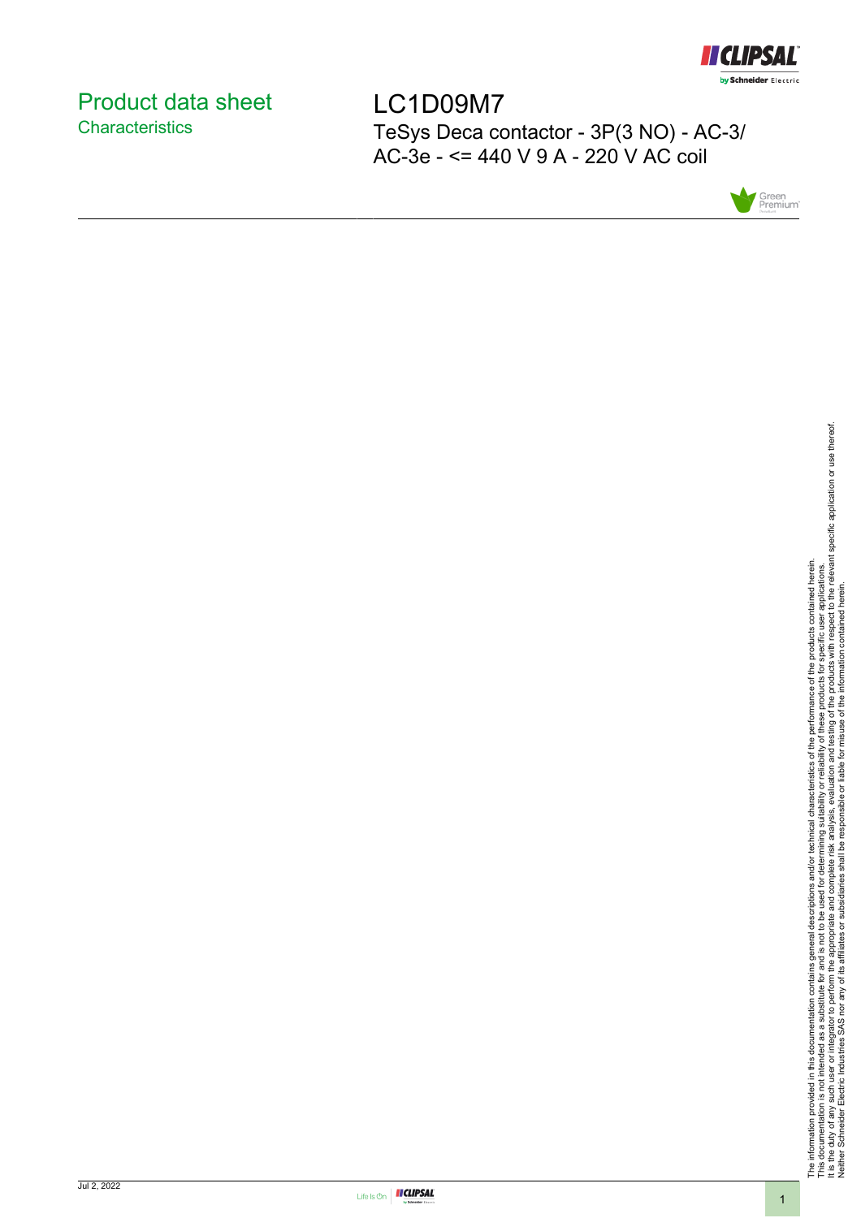# Product data sheet
## Characteristics

# LC1D09M7

TeSys Deca contactor - 3P(3 NO) - AC-3/ AC-3e - <= 440 V 9 A - 220 V AC coil

The information provided in this documentation contains general descriptions and/or technical characteristics of the performance of the products contained herein.
This documentation is not intended as a substitute for and is not to be used for determining suitability or reliability of these products for specific user applications.
It is the duty of any such user or integrator to perform the appropriate and complete risk analysis, evaluation and testing of the products with respect to the relevant specific application or use thereof.
Neither Schneider Electric Industries SAS nor any of its affiliates or subsidiaries shall be responsible or liable for misuse of the information contained herein.

Jul 2, 2022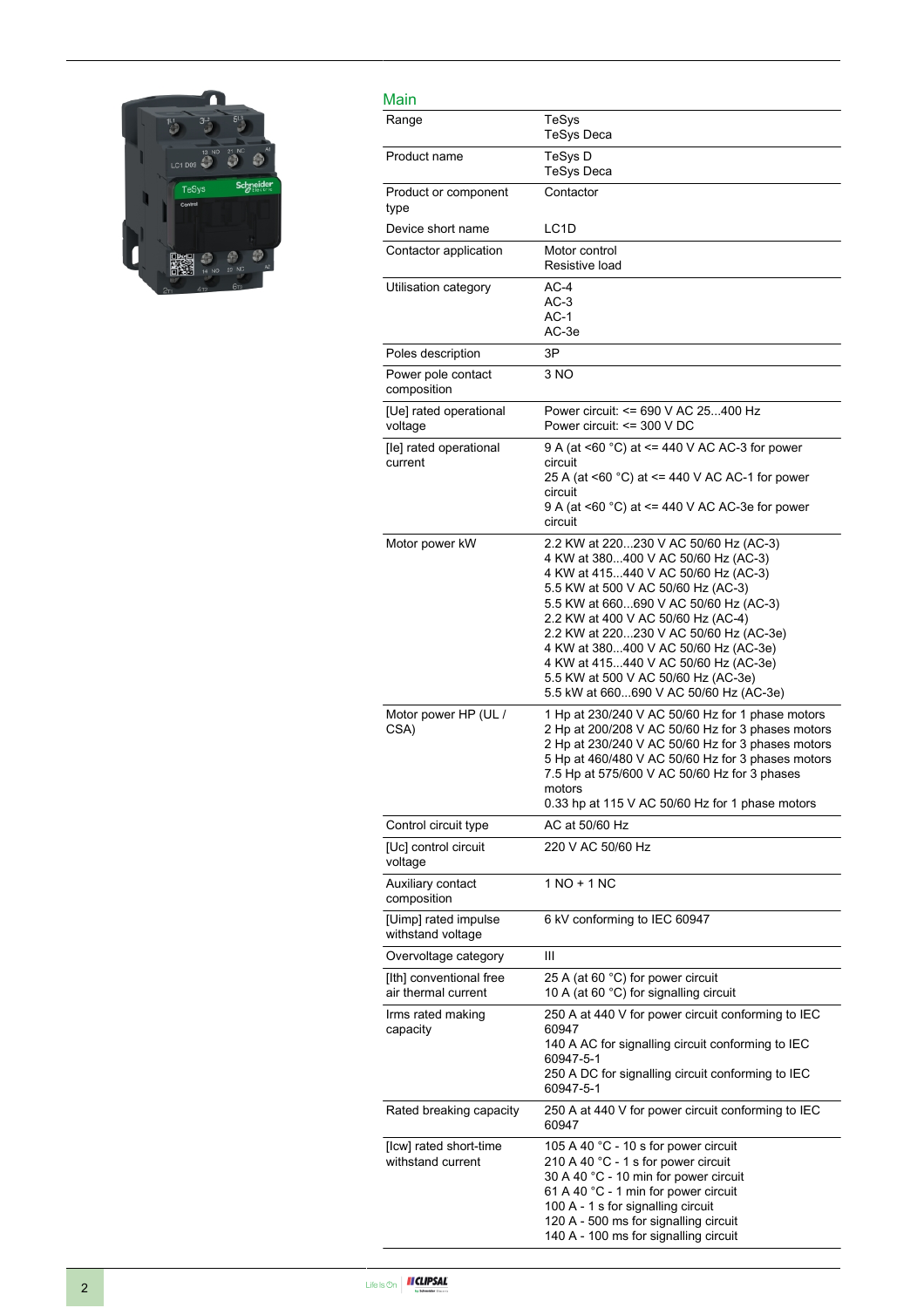## Main

| | |
|---|---|
| Range | TeSys<br>TeSys Deca |
| Product name | TeSys D<br>TeSys Deca |
| Product or component type | Contactor |
| Device short name | LC1D |
| Contactor application | Motor control<br>Resistive load |
| Utilisation category | AC-4<br>AC-3<br>AC-1<br>AC-3e |
| Poles description | 3P |
| Power pole contact composition | 3 NO |
| [Ue] rated operational voltage | Power circuit: <= 690 V AC 25...400 Hz<br>Power circuit: <= 300 V DC |
| [Ie] rated operational current | 9 A (at <60 °C) at <= 440 V AC AC-3 for power circuit<br>25 A (at <60 °C) at <= 440 V AC AC-1 for power circuit<br>9 A (at <60 °C) at <= 440 V AC AC-3e for power circuit |
| Motor power kW | 2.2 KW at 220...230 V AC 50/60 Hz (AC-3)<br>4 KW at 380...400 V AC 50/60 Hz (AC-3)<br>4 KW at 415...440 V AC 50/60 Hz (AC-3)<br>5.5 KW at 500 V AC 50/60 Hz (AC-3)<br>5.5 KW at 660...690 V AC 50/60 Hz (AC-3)<br>2.2 KW at 400 V AC 50/60 Hz (AC-4)<br>2.2 KW at 220...230 V AC 50/60 Hz (AC-3e)<br>4 KW at 380...400 V AC 50/60 Hz (AC-3e)<br>4 KW at 415...440 V AC 50/60 Hz (AC-3e)<br>5.5 KW at 500 V AC 50/60 Hz (AC-3e)<br>5.5 kW at 660...690 V AC 50/60 Hz (AC-3e) |
| Motor power HP (UL / CSA) | 1 Hp at 230/240 V AC 50/60 Hz for 1 phase motors<br>2 Hp at 200/208 V AC 50/60 Hz for 3 phases motors<br>2 Hp at 230/240 V AC 50/60 Hz for 3 phases motors<br>5 Hp at 460/480 V AC 50/60 Hz for 3 phases motors<br>7.5 Hp at 575/600 V AC 50/60 Hz for 3 phases motors<br>0.33 hp at 115 V AC 50/60 Hz for 1 phase motors |
| Control circuit type | AC at 50/60 Hz |
| [Uc] control circuit voltage | 220 V AC 50/60 Hz |
| Auxiliary contact composition | 1 NO + 1 NC |
| [Uimp] rated impulse withstand voltage | 6 kV conforming to IEC 60947 |
| Overvoltage category | III |
| [Ith] conventional free air thermal current | 25 A (at 60 °C) for power circuit<br>10 A (at 60 °C) for signalling circuit |
| Irms rated making capacity | 250 A at 440 V for power circuit conforming to IEC 60947<br>140 A AC for signalling circuit conforming to IEC 60947-5-1<br>250 A DC for signalling circuit conforming to IEC 60947-5-1 |
| Rated breaking capacity | 250 A at 440 V for power circuit conforming to IEC 60947 |
| [Icw] rated short-time withstand current | 105 A 40 °C - 10 s for power circuit<br>210 A 40 °C - 1 s for power circuit<br>30 A 40 °C - 10 min for power circuit<br>61 A 40 °C - 1 min for power circuit<br>100 A - 1 s for signalling circuit<br>120 A - 500 ms for signalling circuit<br>140 A - 100 ms for signalling circuit |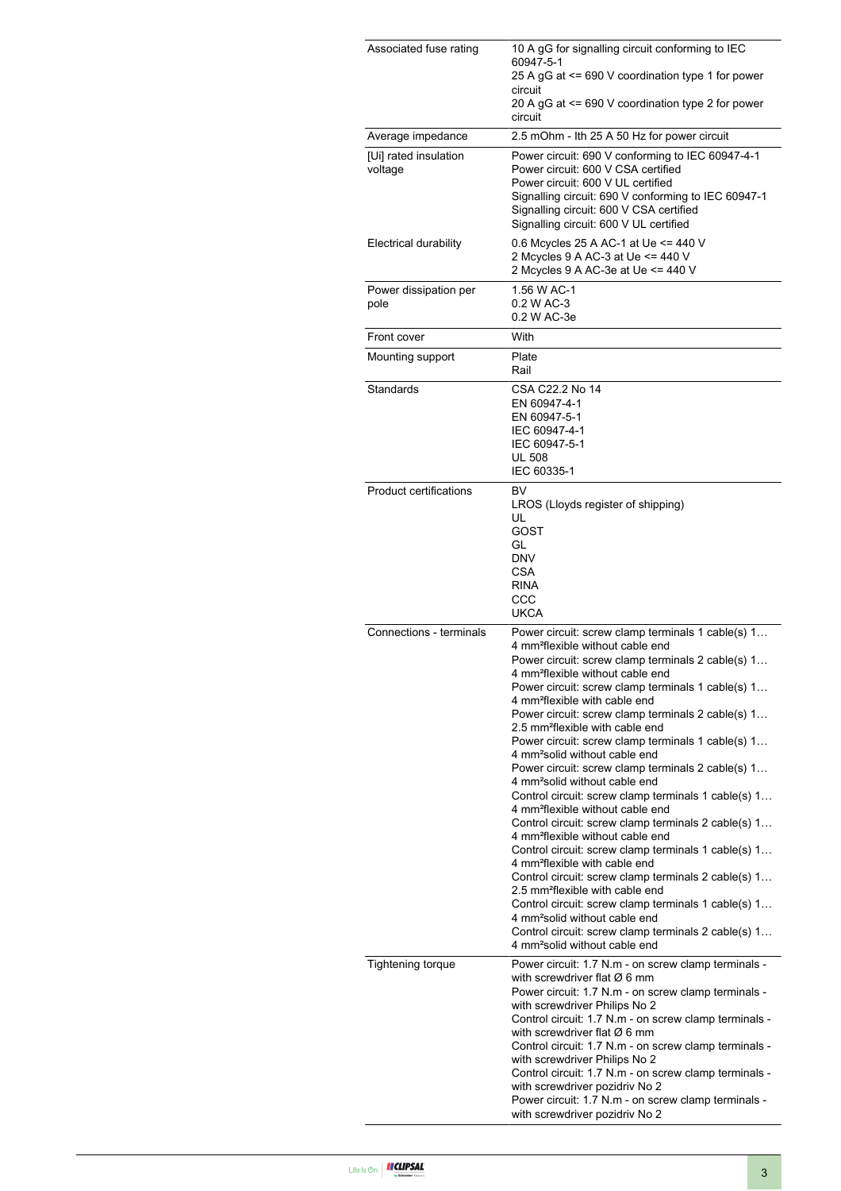| | |
|---|---|
| Associated fuse rating | 10 A gG for signalling circuit conforming to IEC 60947-5-1<br>25 A gG at <= 690 V coordination type 1 for power circuit<br>20 A gG at <= 690 V coordination type 2 for power circuit |
| Average impedance | 2.5 mOhm - Ith 25 A 50 Hz for power circuit |
| [Ui] rated insulation voltage | Power circuit: 690 V conforming to IEC 60947-4-1<br>Power circuit: 600 V CSA certified<br>Power circuit: 600 V UL certified<br>Signalling circuit: 690 V conforming to IEC 60947-1<br>Signalling circuit: 600 V CSA certified<br>Signalling circuit: 600 V UL certified |
| Electrical durability | 0.6 Mcycles 25 A AC-1 at Ue <= 440 V<br>2 Mcycles 9 A AC-3 at Ue <= 440 V<br>2 Mcycles 9 A AC-3e at Ue <= 440 V |
| Power dissipation per pole | 1.56 W AC-1<br>0.2 W AC-3<br>0.2 W AC-3e |
| Front cover | With |
| Mounting support | Plate<br>Rail |
| Standards | CSA C22.2 No 14<br>EN 60947-4-1<br>EN 60947-5-1<br>IEC 60947-4-1<br>IEC 60947-5-1<br>UL 508<br>IEC 60335-1 |
| Product certifications | BV<br>LROS (Lloyds register of shipping)<br>UL<br>GOST<br>GL<br>DNV<br>CSA<br>RINA<br>CCC<br>UKCA |
| Connections - terminals | Power circuit: screw clamp terminals 1 cable(s) 1…4 mm²flexible without cable end<br>Power circuit: screw clamp terminals 2 cable(s) 1…4 mm²flexible without cable end<br>Power circuit: screw clamp terminals 1 cable(s) 1…4 mm²flexible with cable end<br>Power circuit: screw clamp terminals 2 cable(s) 1…2.5 mm²flexible with cable end<br>Power circuit: screw clamp terminals 1 cable(s) 1…4 mm²solid without cable end<br>Power circuit: screw clamp terminals 2 cable(s) 1…4 mm²solid without cable end<br>Control circuit: screw clamp terminals 1 cable(s) 1…4 mm²flexible without cable end<br>Control circuit: screw clamp terminals 2 cable(s) 1…4 mm²flexible without cable end<br>Control circuit: screw clamp terminals 1 cable(s) 1…4 mm²flexible with cable end<br>Control circuit: screw clamp terminals 2 cable(s) 1…2.5 mm²flexible with cable end<br>Control circuit: screw clamp terminals 1 cable(s) 1…4 mm²solid without cable end<br>Control circuit: screw clamp terminals 2 cable(s) 1…4 mm²solid without cable end |
| Tightening torque | Power circuit: 1.7 N.m - on screw clamp terminals - with screwdriver flat Ø 6 mm<br>Power circuit: 1.7 N.m - on screw clamp terminals - with screwdriver Philips No 2<br>Control circuit: 1.7 N.m - on screw clamp terminals - with screwdriver flat Ø 6 mm<br>Control circuit: 1.7 N.m - on screw clamp terminals - with screwdriver Philips No 2<br>Control circuit: 1.7 N.m - on screw clamp terminals - with screwdriver pozidriv No 2<br>Power circuit: 1.7 N.m - on screw clamp terminals - with screwdriver pozidriv No 2 |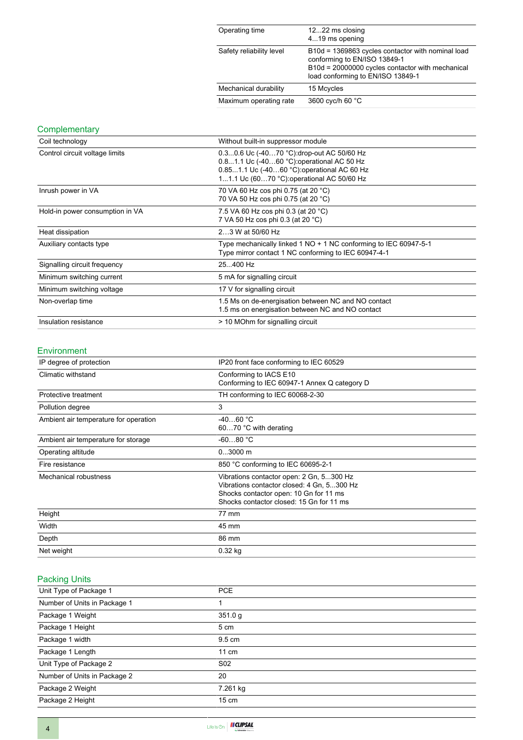| | |
|---|---|
| Operating time | 12...22 ms closing<br>4...19 ms opening |
| Safety reliability level | B10d = 1369863 cycles contactor with nominal load conforming to EN/ISO 13849-1<br>B10d = 20000000 cycles contactor with mechanical load conforming to EN/ISO 13849-1 |
| Mechanical durability | 15 Mcycles |
| Maximum operating rate | 3600 cyc/h 60 °C |

## Complementary

| | |
|---|---|
| Coil technology | Without built-in suppressor module |
| Control circuit voltage limits | 0.3...0.6 Uc (-40…70 °C):drop-out AC 50/60 Hz<br>0.8...1.1 Uc (-40…60 °C):operational AC 50 Hz<br>0.85...1.1 Uc (-40…60 °C):operational AC 60 Hz<br>1...1.1 Uc (60…70 °C):operational AC 50/60 Hz |
| Inrush power in VA | 70 VA 60 Hz cos phi 0.75 (at 20 °C)<br>70 VA 50 Hz cos phi 0.75 (at 20 °C) |
| Hold-in power consumption in VA | 7.5 VA 60 Hz cos phi 0.3 (at 20 °C)<br>7 VA 50 Hz cos phi 0.3 (at 20 °C) |
| Heat dissipation | 2…3 W at 50/60 Hz |
| Auxiliary contacts type | Type mechanically linked 1 NO + 1 NC conforming to IEC 60947-5-1<br>Type mirror contact 1 NC conforming to IEC 60947-4-1 |
| Signalling circuit frequency | 25...400 Hz |
| Minimum switching current | 5 mA for signalling circuit |
| Minimum switching voltage | 17 V for signalling circuit |
| Non-overlap time | 1.5 Ms on de-energisation between NC and NO contact<br>1.5 ms on energisation between NC and NO contact |
| Insulation resistance | > 10 MOhm for signalling circuit |

## Environment

| | |
|---|---|
| IP degree of protection | IP20 front face conforming to IEC 60529 |
| Climatic withstand | Conforming to IACS E10<br>Conforming to IEC 60947-1 Annex Q category D |
| Protective treatment | TH conforming to IEC 60068-2-30 |
| Pollution degree | 3 |
| Ambient air temperature for operation | -40…60 °C<br>60…70 °C with derating |
| Ambient air temperature for storage | -60...80 °C |
| Operating altitude | 0...3000 m |
| Fire resistance | 850 °C conforming to IEC 60695-2-1 |
| Mechanical robustness | Vibrations contactor open: 2 Gn, 5...300 Hz<br>Vibrations contactor closed: 4 Gn, 5...300 Hz<br>Shocks contactor open: 10 Gn for 11 ms<br>Shocks contactor closed: 15 Gn for 11 ms |
| Height | 77 mm |
| Width | 45 mm |
| Depth | 86 mm |
| Net weight | 0.32 kg |

## Packing Units

| | |
|---|---|
| Unit Type of Package 1 | PCE |
| Number of Units in Package 1 | 1 |
| Package 1 Weight | 351.0 g |
| Package 1 Height | 5 cm |
| Package 1 width | 9.5 cm |
| Package 1 Length | 11 cm |
| Unit Type of Package 2 | S02 |
| Number of Units in Package 2 | 20 |
| Package 2 Weight | 7.261 kg |
| Package 2 Height | 15 cm |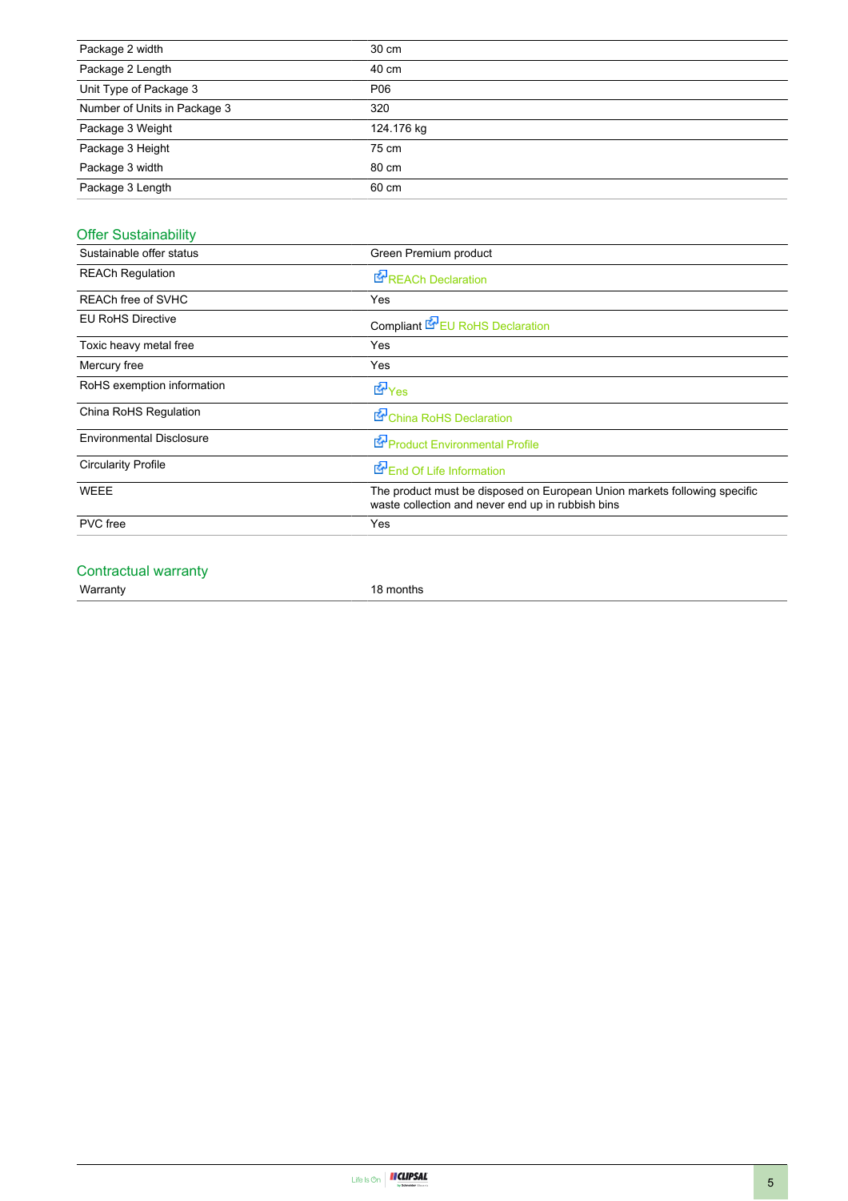| | |
|---|---|
| Package 2 width | 30 cm |
| Package 2 Length | 40 cm |
| Unit Type of Package 3 | P06 |
| Number of Units in Package 3 | 320 |
| Package 3 Weight | 124.176 kg |
| Package 3 Height | 75 cm |
| Package 3 width | 80 cm |
| Package 3 Length | 60 cm |

## Offer Sustainability

| | |
|---|---|
| Sustainable offer status | Green Premium product |
| REACh Regulation | REACh Declaration |
| REACh free of SVHC | Yes |
| EU RoHS Directive | Compliant EU RoHS Declaration |
| Toxic heavy metal free | Yes |
| Mercury free | Yes |
| RoHS exemption information | Yes |
| China RoHS Regulation | China RoHS Declaration |
| Environmental Disclosure | Product Environmental Profile |
| Circularity Profile | End Of Life Information |
| WEEE | The product must be disposed on European Union markets following specific waste collection and never end up in rubbish bins |
| PVC free | Yes |

## Contractual warranty

| | |
|---|---|
| Warranty | 18 months |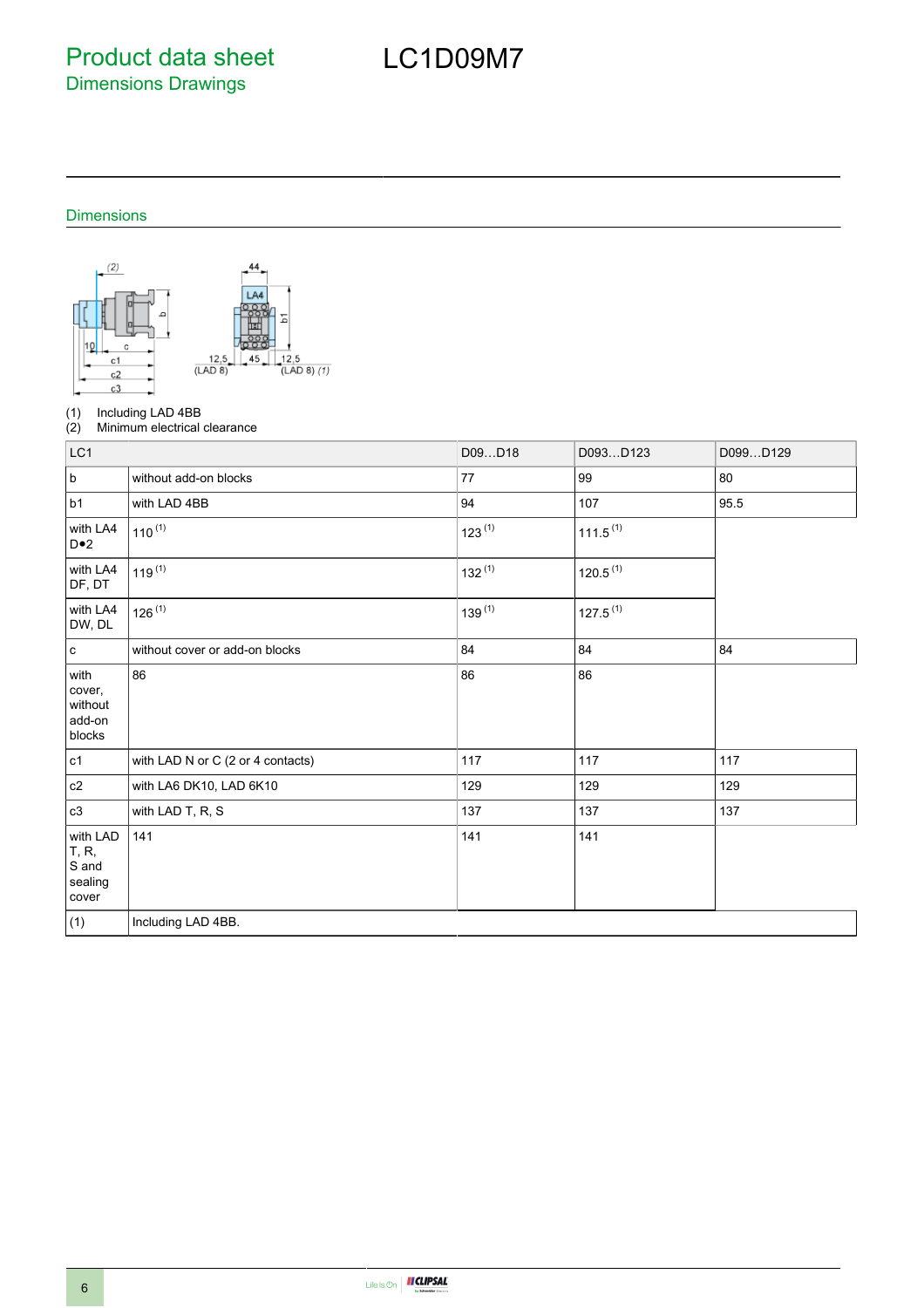# Product data sheet

## Dimensions Drawings

# LC1D09M7

### Dimensions

(1) Including LAD 4BB
(2) Minimum electrical clearance

| LC1 | | D09…D18 | D093…D123 | D099…D129 |
|---|---|---|---|---|
| b | without add-on blocks | 77 | 99 | 80 |
| b1 | with LAD 4BB | 94 | 107 | 95.5 |
| with LA4 D•2 | 110 (1) | 123 (1) | 111.5 (1) | |
| with LA4 DF, DT | 119 (1) | 132 (1) | 120.5 (1) | |
| with LA4 DW, DL | 126 (1) | 139 (1) | 127.5 (1) | |
| c | without cover or add-on blocks | 84 | 84 | 84 |
| with cover, without add-on blocks | 86 | 86 | 86 | |
| c1 | with LAD N or C (2 or 4 contacts) | 117 | 117 | 117 |
| c2 | with LA6 DK10, LAD 6K10 | 129 | 129 | 129 |
| c3 | with LAD T, R, S | 137 | 137 | 137 |
| with LAD T, R, S and sealing cover | 141 | 141 | 141 | |
| (1) | Including LAD 4BB. | | | |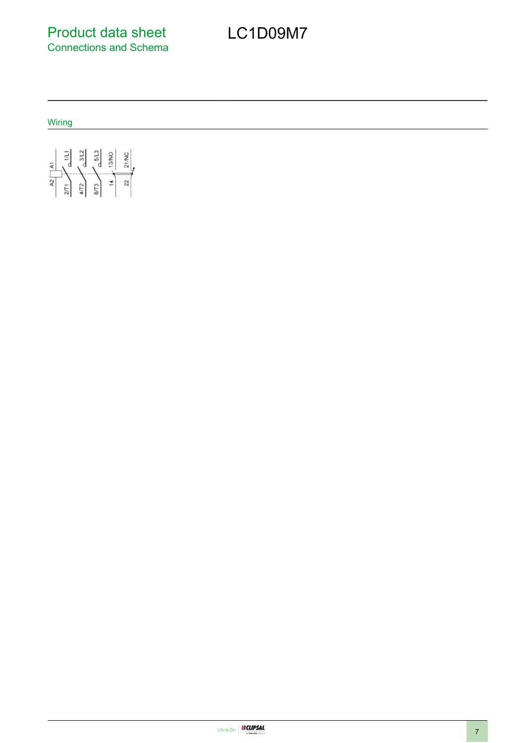## Wiring

A1
1/L1
3/L2
5/L3
13/NO
21/NC
A2
2/T1
4/T2
6/T3
14
22